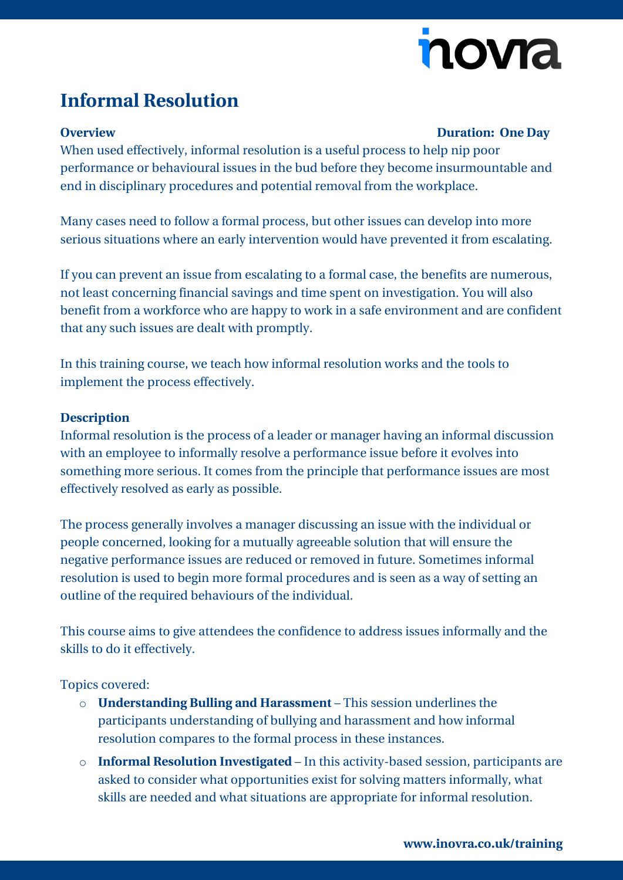# Informal Resolution

**Overview** **Duration: One Day**

When used effectively, informal resolution is a useful process to help nip poor performance or behavioural issues in the bud before they become insurmountable and end in disciplinary procedures and potential removal from the workplace.

Many cases need to follow a formal process, but other issues can develop into more serious situations where an early intervention would have prevented it from escalating.

If you can prevent an issue from escalating to a formal case, the benefits are numerous, not least concerning financial savings and time spent on investigation. You will also benefit from a workforce who are happy to work in a safe environment and are confident that any such issues are dealt with promptly.

In this training course, we teach how informal resolution works and the tools to implement the process effectively.

**Description**

Informal resolution is the process of a leader or manager having an informal discussion with an employee to informally resolve a performance issue before it evolves into something more serious. It comes from the principle that performance issues are most effectively resolved as early as possible.

The process generally involves a manager discussing an issue with the individual or people concerned, looking for a mutually agreeable solution that will ensure the negative performance issues are reduced or removed in future. Sometimes informal resolution is used to begin more formal procedures and is seen as a way of setting an outline of the required behaviours of the individual.

This course aims to give attendees the confidence to address issues informally and the skills to do it effectively.

Topics covered:

- **Understanding Bulling and Harassment** – This session underlines the participants understanding of bullying and harassment and how informal resolution compares to the formal process in these instances.
- **Informal Resolution Investigated** – In this activity-based session, participants are asked to consider what opportunities exist for solving matters informally, what skills are needed and what situations are appropriate for informal resolution.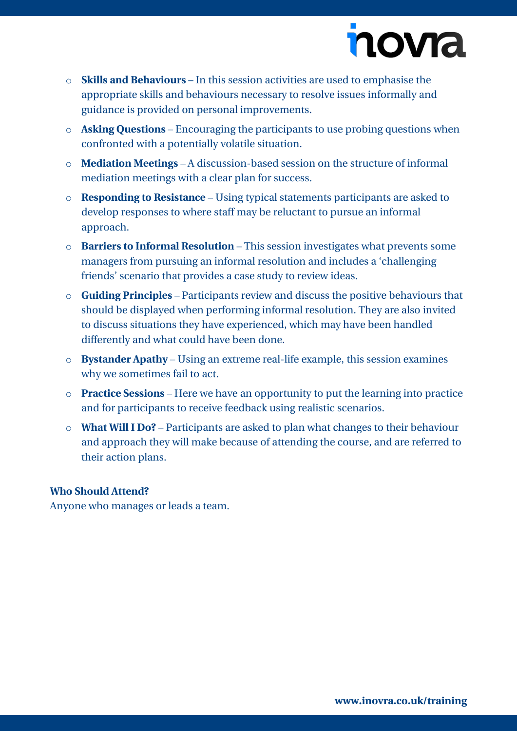- **Skills and Behaviours** – In this session activities are used to emphasise the appropriate skills and behaviours necessary to resolve issues informally and guidance is provided on personal improvements.
- **Asking Questions** – Encouraging the participants to use probing questions when confronted with a potentially volatile situation.
- **Mediation Meetings** – A discussion-based session on the structure of informal mediation meetings with a clear plan for success.
- **Responding to Resistance** – Using typical statements participants are asked to develop responses to where staff may be reluctant to pursue an informal approach.
- **Barriers to Informal Resolution** – This session investigates what prevents some managers from pursuing an informal resolution and includes a 'challenging friends' scenario that provides a case study to review ideas.
- **Guiding Principles** – Participants review and discuss the positive behaviours that should be displayed when performing informal resolution. They are also invited to discuss situations they have experienced, which may have been handled differently and what could have been done.
- **Bystander Apathy** – Using an extreme real-life example, this session examines why we sometimes fail to act.
- **Practice Sessions** – Here we have an opportunity to put the learning into practice and for participants to receive feedback using realistic scenarios.
- **What Will I Do?** – Participants are asked to plan what changes to their behaviour and approach they will make because of attending the course, and are referred to their action plans.

**Who Should Attend?**
Anyone who manages or leads a team.

**www.inovra.co.uk/training**